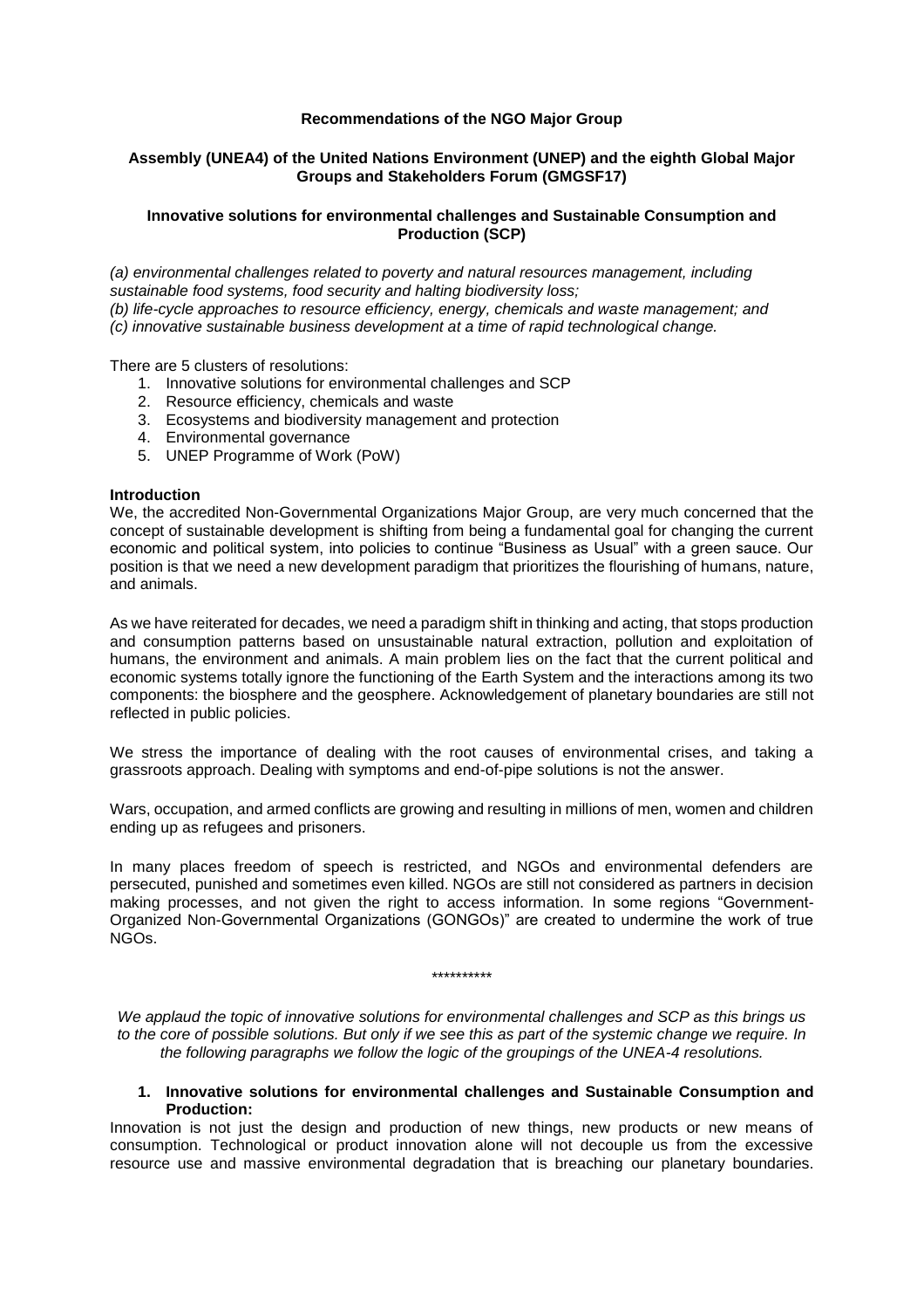**Recommendations of the NGO Major Group**

**Assembly (UNEA4) of the United Nations Environment (UNEP) and the eighth Global Major Groups and Stakeholders Forum (GMGSF17)**

**Innovative solutions for environmental challenges and Sustainable Consumption and Production (SCP)**

*(a) environmental challenges related to poverty and natural resources management, including sustainable food systems, food security and halting biodiversity loss;*
*(b) life-cycle approaches to resource efficiency, energy, chemicals and waste management; and*
*(c) innovative sustainable business development at a time of rapid technological change.*

There are 5 clusters of resolutions:

1. Innovative solutions for environmental challenges and SCP
2. Resource efficiency, chemicals and waste
3. Ecosystems and biodiversity management and protection
4. Environmental governance
5. UNEP Programme of Work (PoW)

**Introduction**

We, the accredited Non-Governmental Organizations Major Group, are very much concerned that the concept of sustainable development is shifting from being a fundamental goal for changing the current economic and political system, into policies to continue "Business as Usual" with a green sauce. Our position is that we need a new development paradigm that prioritizes the flourishing of humans, nature, and animals.

As we have reiterated for decades, we need a paradigm shift in thinking and acting, that stops production and consumption patterns based on unsustainable natural extraction, pollution and exploitation of humans, the environment and animals. A main problem lies on the fact that the current political and economic systems totally ignore the functioning of the Earth System and the interactions among its two components: the biosphere and the geosphere. Acknowledgement of planetary boundaries are still not reflected in public policies.

We stress the importance of dealing with the root causes of environmental crises, and taking a grassroots approach. Dealing with symptoms and end-of-pipe solutions is not the answer.

Wars, occupation, and armed conflicts are growing and resulting in millions of men, women and children ending up as refugees and prisoners.

In many places freedom of speech is restricted, and NGOs and environmental defenders are persecuted, punished and sometimes even killed. NGOs are still not considered as partners in decision making processes, and not given the right to access information. In some regions "Government-Organized Non-Governmental Organizations (GONGOs)" are created to undermine the work of true NGOs.

**********

*We applaud the topic of innovative solutions for environmental challenges and SCP as this brings us to the core of possible solutions. But only if we see this as part of the systemic change we require. In the following paragraphs we follow the logic of the groupings of the UNEA-4 resolutions.*

1. **Innovative solutions for environmental challenges and Sustainable Consumption and Production:**

Innovation is not just the design and production of new things, new products or new means of consumption. Technological or product innovation alone will not decouple us from the excessive resource use and massive environmental degradation that is breaching our planetary boundaries.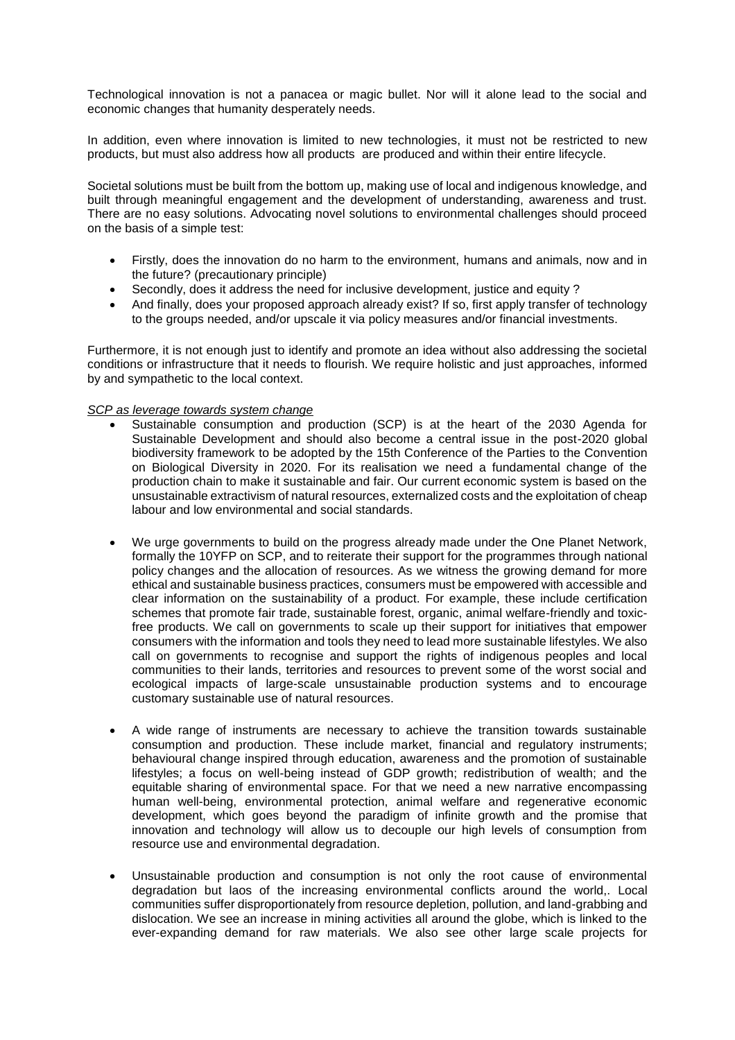Technological innovation is not a panacea or magic bullet. Nor will it alone lead to the social and economic changes that humanity desperately needs.

In addition, even where innovation is limited to new technologies, it must not be restricted to new products, but must also address how all products are produced and within their entire lifecycle.

Societal solutions must be built from the bottom up, making use of local and indigenous knowledge, and built through meaningful engagement and the development of understanding, awareness and trust. There are no easy solutions. Advocating novel solutions to environmental challenges should proceed on the basis of a simple test:

- Firstly, does the innovation do no harm to the environment, humans and animals, now and in the future? (precautionary principle)
- Secondly, does it address the need for inclusive development, justice and equity ?
- And finally, does your proposed approach already exist? If so, first apply transfer of technology to the groups needed, and/or upscale it via policy measures and/or financial investments.

Furthermore, it is not enough just to identify and promote an idea without also addressing the societal conditions or infrastructure that it needs to flourish. We require holistic and just approaches, informed by and sympathetic to the local context.

*SCP as leverage towards system change*

- Sustainable consumption and production (SCP) is at the heart of the 2030 Agenda for Sustainable Development and should also become a central issue in the post-2020 global biodiversity framework to be adopted by the 15th Conference of the Parties to the Convention on Biological Diversity in 2020. For its realisation we need a fundamental change of the production chain to make it sustainable and fair. Our current economic system is based on the unsustainable extractivism of natural resources, externalized costs and the exploitation of cheap labour and low environmental and social standards.

- We urge governments to build on the progress already made under the One Planet Network, formally the 10YFP on SCP, and to reiterate their support for the programmes through national policy changes and the allocation of resources. As we witness the growing demand for more ethical and sustainable business practices, consumers must be empowered with accessible and clear information on the sustainability of a product. For example, these include certification schemes that promote fair trade, sustainable forest, organic, animal welfare-friendly and toxic-free products. We call on governments to scale up their support for initiatives that empower consumers with the information and tools they need to lead more sustainable lifestyles. We also call on governments to recognise and support the rights of indigenous peoples and local communities to their lands, territories and resources to prevent some of the worst social and ecological impacts of large-scale unsustainable production systems and to encourage customary sustainable use of natural resources.

- A wide range of instruments are necessary to achieve the transition towards sustainable consumption and production. These include market, financial and regulatory instruments; behavioural change inspired through education, awareness and the promotion of sustainable lifestyles; a focus on well-being instead of GDP growth; redistribution of wealth; and the equitable sharing of environmental space. For that we need a new narrative encompassing human well-being, environmental protection, animal welfare and regenerative economic development, which goes beyond the paradigm of infinite growth and the promise that innovation and technology will allow us to decouple our high levels of consumption from resource use and environmental degradation.

- Unsustainable production and consumption is not only the root cause of environmental degradation but laos of the increasing environmental conflicts around the world,. Local communities suffer disproportionately from resource depletion, pollution, and land-grabbing and dislocation. We see an increase in mining activities all around the globe, which is linked to the ever-expanding demand for raw materials. We also see other large scale projects for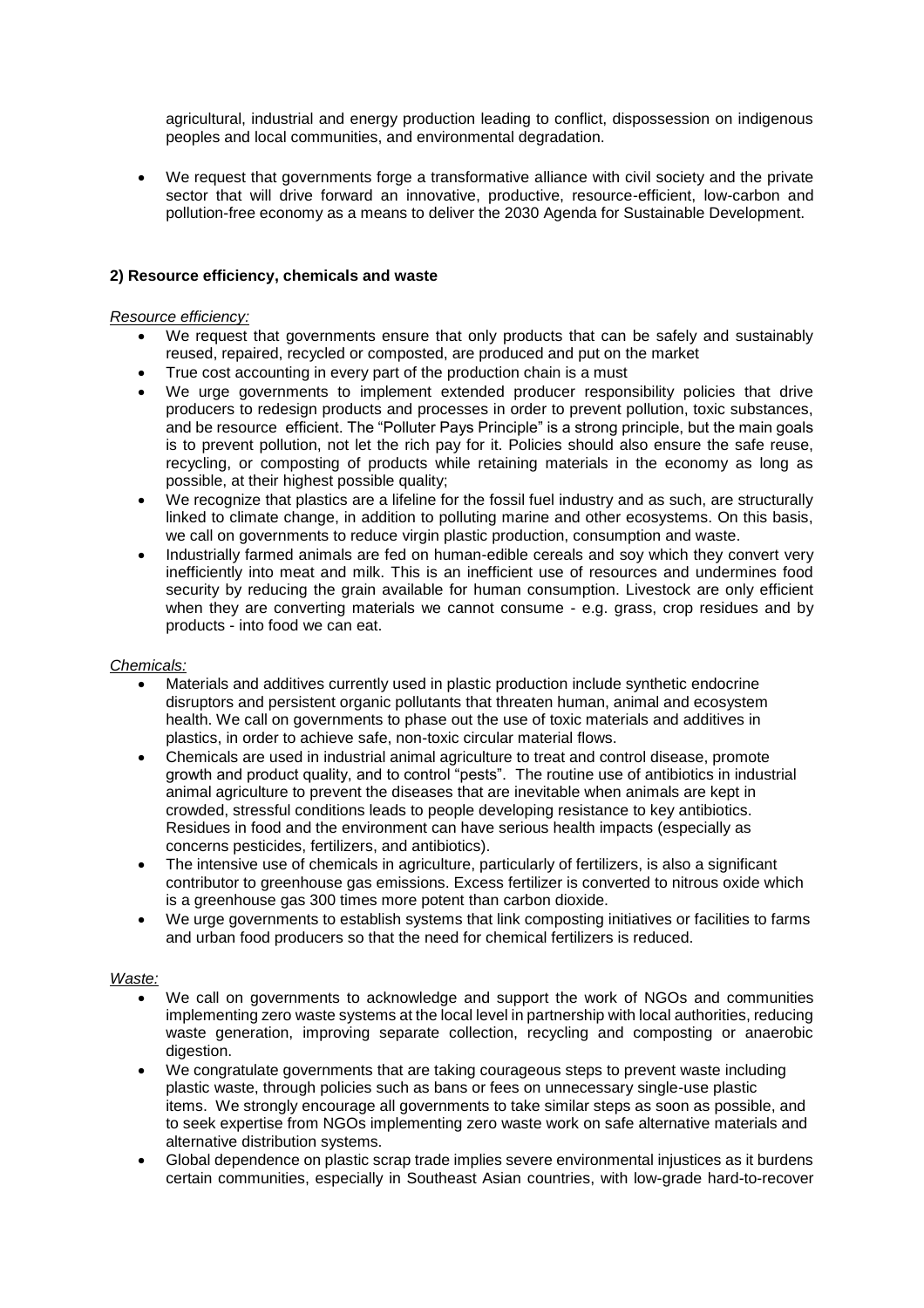agricultural, industrial and energy production leading to conflict, dispossession on indigenous peoples and local communities, and environmental degradation.

- We request that governments forge a transformative alliance with civil society and the private sector that will drive forward an innovative, productive, resource-efficient, low-carbon and pollution-free economy as a means to deliver the 2030 Agenda for Sustainable Development.

**2) Resource efficiency, chemicals and waste**

*Resource efficiency:*

- We request that governments ensure that only products that can be safely and sustainably reused, repaired, recycled or composted, are produced and put on the market
- True cost accounting in every part of the production chain is a must
- We urge governments to implement extended producer responsibility policies that drive producers to redesign products and processes in order to prevent pollution, toxic substances, and be resource efficient. The "Polluter Pays Principle" is a strong principle, but the main goals is to prevent pollution, not let the rich pay for it. Policies should also ensure the safe reuse, recycling, or composting of products while retaining materials in the economy as long as possible, at their highest possible quality;
- We recognize that plastics are a lifeline for the fossil fuel industry and as such, are structurally linked to climate change, in addition to polluting marine and other ecosystems. On this basis, we call on governments to reduce virgin plastic production, consumption and waste.
- Industrially farmed animals are fed on human-edible cereals and soy which they convert very inefficiently into meat and milk. This is an inefficient use of resources and undermines food security by reducing the grain available for human consumption. Livestock are only efficient when they are converting materials we cannot consume - e.g. grass, crop residues and by products - into food we can eat.

*Chemicals:*

- Materials and additives currently used in plastic production include synthetic endocrine disruptors and persistent organic pollutants that threaten human, animal and ecosystem health. We call on governments to phase out the use of toxic materials and additives in plastics, in order to achieve safe, non-toxic circular material flows.
- Chemicals are used in industrial animal agriculture to treat and control disease, promote growth and product quality, and to control "pests". The routine use of antibiotics in industrial animal agriculture to prevent the diseases that are inevitable when animals are kept in crowded, stressful conditions leads to people developing resistance to key antibiotics. Residues in food and the environment can have serious health impacts (especially as concerns pesticides, fertilizers, and antibiotics).
- The intensive use of chemicals in agriculture, particularly of fertilizers, is also a significant contributor to greenhouse gas emissions. Excess fertilizer is converted to nitrous oxide which is a greenhouse gas 300 times more potent than carbon dioxide.
- We urge governments to establish systems that link composting initiatives or facilities to farms and urban food producers so that the need for chemical fertilizers is reduced.

*Waste:*

- We call on governments to acknowledge and support the work of NGOs and communities implementing zero waste systems at the local level in partnership with local authorities, reducing waste generation, improving separate collection, recycling and composting or anaerobic digestion.
- We congratulate governments that are taking courageous steps to prevent waste including plastic waste, through policies such as bans or fees on unnecessary single-use plastic items. We strongly encourage all governments to take similar steps as soon as possible, and to seek expertise from NGOs implementing zero waste work on safe alternative materials and alternative distribution systems.
- Global dependence on plastic scrap trade implies severe environmental injustices as it burdens certain communities, especially in Southeast Asian countries, with low-grade hard-to-recover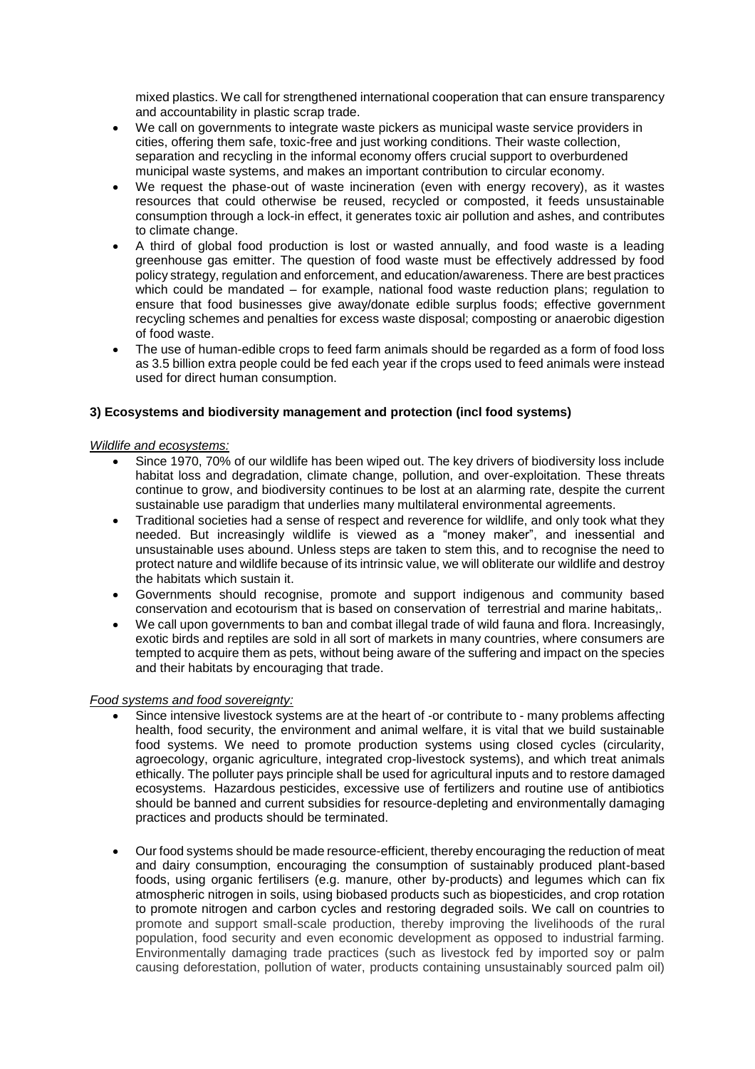mixed plastics. We call for strengthened international cooperation that can ensure transparency and accountability in plastic scrap trade.

- We call on governments to integrate waste pickers as municipal waste service providers in cities, offering them safe, toxic-free and just working conditions. Their waste collection, separation and recycling in the informal economy offers crucial support to overburdened municipal waste systems, and makes an important contribution to circular economy.
- We request the phase-out of waste incineration (even with energy recovery), as it wastes resources that could otherwise be reused, recycled or composted, it feeds unsustainable consumption through a lock-in effect, it generates toxic air pollution and ashes, and contributes to climate change.
- A third of global food production is lost or wasted annually, and food waste is a leading greenhouse gas emitter. The question of food waste must be effectively addressed by food policy strategy, regulation and enforcement, and education/awareness. There are best practices which could be mandated – for example, national food waste reduction plans; regulation to ensure that food businesses give away/donate edible surplus foods; effective government recycling schemes and penalties for excess waste disposal; composting or anaerobic digestion of food waste.
- The use of human-edible crops to feed farm animals should be regarded as a form of food loss as 3.5 billion extra people could be fed each year if the crops used to feed animals were instead used for direct human consumption.

### 3) Ecosystems and biodiversity management and protection (incl food systems)

*Wildlife and ecosystems:*

- Since 1970, 70% of our wildlife has been wiped out. The key drivers of biodiversity loss include habitat loss and degradation, climate change, pollution, and over-exploitation. These threats continue to grow, and biodiversity continues to be lost at an alarming rate, despite the current sustainable use paradigm that underlies many multilateral environmental agreements.
- Traditional societies had a sense of respect and reverence for wildlife, and only took what they needed. But increasingly wildlife is viewed as a "money maker", and inessential and unsustainable uses abound. Unless steps are taken to stem this, and to recognise the need to protect nature and wildlife because of its intrinsic value, we will obliterate our wildlife and destroy the habitats which sustain it.
- Governments should recognise, promote and support indigenous and community based conservation and ecotourism that is based on conservation of terrestrial and marine habitats,.
- We call upon governments to ban and combat illegal trade of wild fauna and flora. Increasingly, exotic birds and reptiles are sold in all sort of markets in many countries, where consumers are tempted to acquire them as pets, without being aware of the suffering and impact on the species and their habitats by encouraging that trade.

*Food systems and food sovereignty:*

- Since intensive livestock systems are at the heart of -or contribute to - many problems affecting health, food security, the environment and animal welfare, it is vital that we build sustainable food systems. We need to promote production systems using closed cycles (circularity, agroecology, organic agriculture, integrated crop-livestock systems), and which treat animals ethically. The polluter pays principle shall be used for agricultural inputs and to restore damaged ecosystems. Hazardous pesticides, excessive use of fertilizers and routine use of antibiotics should be banned and current subsidies for resource-depleting and environmentally damaging practices and products should be terminated.
- Our food systems should be made resource-efficient, thereby encouraging the reduction of meat and dairy consumption, encouraging the consumption of sustainably produced plant-based foods, using organic fertilisers (e.g. manure, other by-products) and legumes which can fix atmospheric nitrogen in soils, using biobased products such as biopesticides, and crop rotation to promote nitrogen and carbon cycles and restoring degraded soils. We call on countries to promote and support small-scale production, thereby improving the livelihoods of the rural population, food security and even economic development as opposed to industrial farming. Environmentally damaging trade practices (such as livestock fed by imported soy or palm causing deforestation, pollution of water, products containing unsustainably sourced palm oil)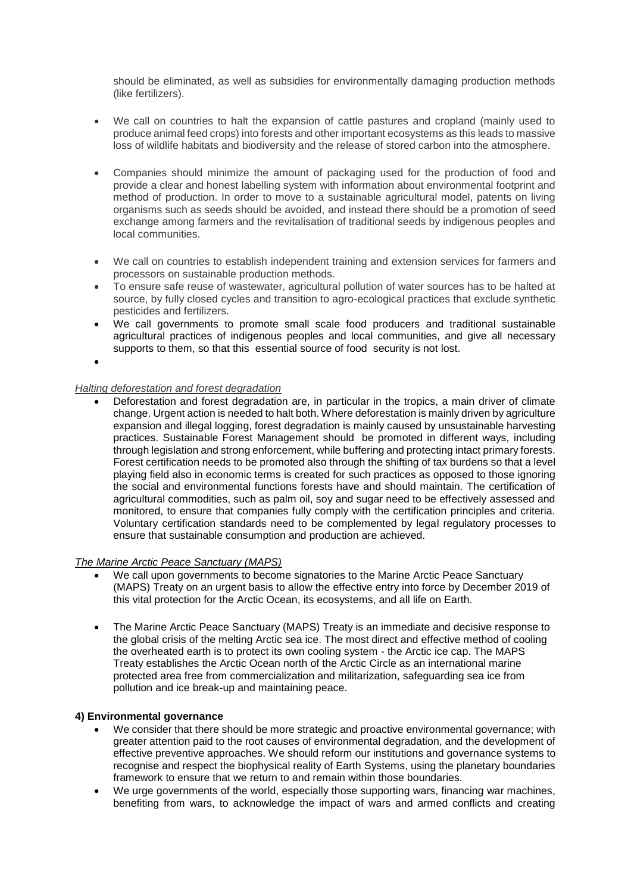should be eliminated, as well as subsidies for environmentally damaging production methods (like fertilizers).

- We call on countries to halt the expansion of cattle pastures and cropland (mainly used to produce animal feed crops) into forests and other important ecosystems as this leads to massive loss of wildlife habitats and biodiversity and the release of stored carbon into the atmosphere.

- Companies should minimize the amount of packaging used for the production of food and provide a clear and honest labelling system with information about environmental footprint and method of production. In order to move to a sustainable agricultural model, patents on living organisms such as seeds should be avoided, and instead there should be a promotion of seed exchange among farmers and the revitalisation of traditional seeds by indigenous peoples and local communities.

- We call on countries to establish independent training and extension services for farmers and processors on sustainable production methods.
- To ensure safe reuse of wastewater, agricultural pollution of water sources has to be halted at source, by fully closed cycles and transition to agro-ecological practices that exclude synthetic pesticides and fertilizers.
- We call governments to promote small scale food producers and traditional sustainable agricultural practices of indigenous peoples and local communities, and give all necessary supports to them, so that this essential source of food security is not lost.
-

*Halting deforestation and forest degradation*

- Deforestation and forest degradation are, in particular in the tropics, a main driver of climate change. Urgent action is needed to halt both. Where deforestation is mainly driven by agriculture expansion and illegal logging, forest degradation is mainly caused by unsustainable harvesting practices. Sustainable Forest Management should be promoted in different ways, including through legislation and strong enforcement, while buffering and protecting intact primary forests. Forest certification needs to be promoted also through the shifting of tax burdens so that a level playing field also in economic terms is created for such practices as opposed to those ignoring the social and environmental functions forests have and should maintain. The certification of agricultural commodities, such as palm oil, soy and sugar need to be effectively assessed and monitored, to ensure that companies fully comply with the certification principles and criteria. Voluntary certification standards need to be complemented by legal regulatory processes to ensure that sustainable consumption and production are achieved.

*The Marine Arctic Peace Sanctuary (MAPS)*

- We call upon governments to become signatories to the Marine Arctic Peace Sanctuary (MAPS) Treaty on an urgent basis to allow the effective entry into force by December 2019 of this vital protection for the Arctic Ocean, its ecosystems, and all life on Earth.

- The Marine Arctic Peace Sanctuary (MAPS) Treaty is an immediate and decisive response to the global crisis of the melting Arctic sea ice. The most direct and effective method of cooling the overheated earth is to protect its own cooling system - the Arctic ice cap. The MAPS Treaty establishes the Arctic Ocean north of the Arctic Circle as an international marine protected area free from commercialization and militarization, safeguarding sea ice from pollution and ice break-up and maintaining peace.

**4) Environmental governance**

- We consider that there should be more strategic and proactive environmental governance; with greater attention paid to the root causes of environmental degradation, and the development of effective preventive approaches. We should reform our institutions and governance systems to recognise and respect the biophysical reality of Earth Systems, using the planetary boundaries framework to ensure that we return to and remain within those boundaries.
- We urge governments of the world, especially those supporting wars, financing war machines, benefiting from wars, to acknowledge the impact of wars and armed conflicts and creating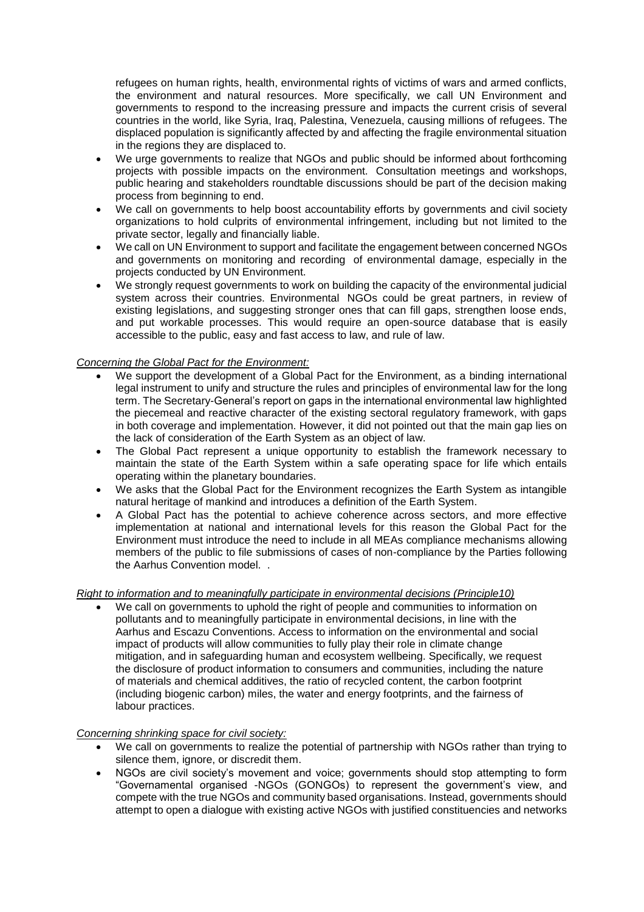refugees on human rights, health, environmental rights of victims of wars and armed conflicts, the environment and natural resources. More specifically, we call UN Environment and governments to respond to the increasing pressure and impacts the current crisis of several countries in the world, like Syria, Iraq, Palestina, Venezuela, causing millions of refugees. The displaced population is significantly affected by and affecting the fragile environmental situation in the regions they are displaced to.

- We urge governments to realize that NGOs and public should be informed about forthcoming projects with possible impacts on the environment. Consultation meetings and workshops, public hearing and stakeholders roundtable discussions should be part of the decision making process from beginning to end.
- We call on governments to help boost accountability efforts by governments and civil society organizations to hold culprits of environmental infringement, including but not limited to the private sector, legally and financially liable.
- We call on UN Environment to support and facilitate the engagement between concerned NGOs and governments on monitoring and recording of environmental damage, especially in the projects conducted by UN Environment.
- We strongly request governments to work on building the capacity of the environmental judicial system across their countries. Environmental NGOs could be great partners, in review of existing legislations, and suggesting stronger ones that can fill gaps, strengthen loose ends, and put workable processes. This would require an open-source database that is easily accessible to the public, easy and fast access to law, and rule of law.

*Concerning the Global Pact for the Environment:*

- We support the development of a Global Pact for the Environment, as a binding international legal instrument to unify and structure the rules and principles of environmental law for the long term. The Secretary-General's report on gaps in the international environmental law highlighted the piecemeal and reactive character of the existing sectoral regulatory framework, with gaps in both coverage and implementation. However, it did not pointed out that the main gap lies on the lack of consideration of the Earth System as an object of law.
- The Global Pact represent a unique opportunity to establish the framework necessary to maintain the state of the Earth System within a safe operating space for life which entails operating within the planetary boundaries.
- We asks that the Global Pact for the Environment recognizes the Earth System as intangible natural heritage of mankind and introduces a definition of the Earth System.
- A Global Pact has the potential to achieve coherence across sectors, and more effective implementation at national and international levels for this reason the Global Pact for the Environment must introduce the need to include in all MEAs compliance mechanisms allowing members of the public to file submissions of cases of non-compliance by the Parties following the Aarhus Convention model. .

*Right to information and to meaningfully participate in environmental decisions (Principle10)*

- We call on governments to uphold the right of people and communities to information on pollutants and to meaningfully participate in environmental decisions, in line with the Aarhus and Escazu Conventions. Access to information on the environmental and social impact of products will allow communities to fully play their role in climate change mitigation, and in safeguarding human and ecosystem wellbeing. Specifically, we request the disclosure of product information to consumers and communities, including the nature of materials and chemical additives, the ratio of recycled content, the carbon footprint (including biogenic carbon) miles, the water and energy footprints, and the fairness of labour practices.

*Concerning shrinking space for civil society:*

- We call on governments to realize the potential of partnership with NGOs rather than trying to silence them, ignore, or discredit them.
- NGOs are civil society's movement and voice; governments should stop attempting to form "Governamental organised -NGOs (GONGOs) to represent the government's view, and compete with the true NGOs and community based organisations. Instead, governments should attempt to open a dialogue with existing active NGOs with justified constituencies and networks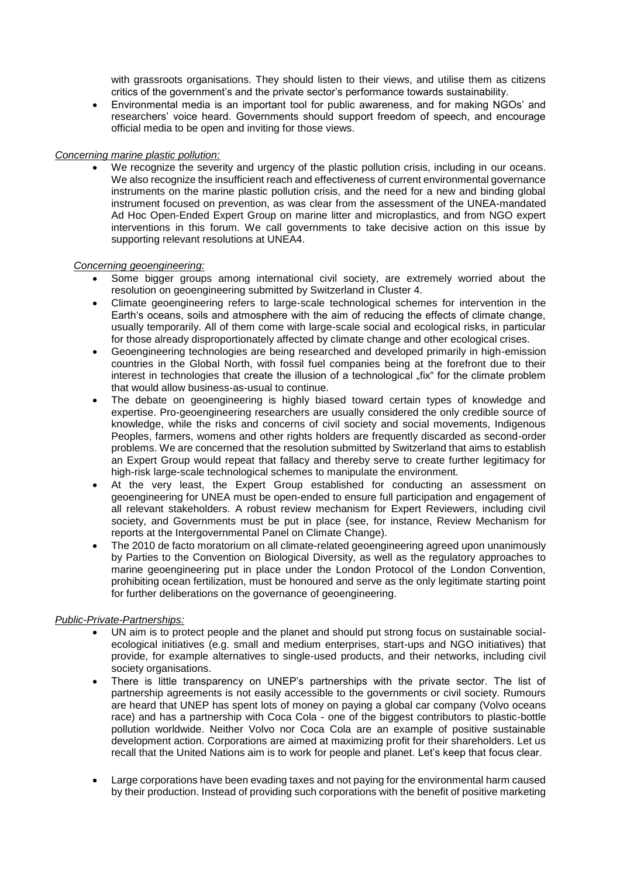with grassroots organisations. They should listen to their views, and utilise them as citizens critics of the government's and the private sector's performance towards sustainability.

- Environmental media is an important tool for public awareness, and for making NGOs' and researchers' voice heard. Governments should support freedom of speech, and encourage official media to be open and inviting for those views.

*Concerning marine plastic pollution:*

- We recognize the severity and urgency of the plastic pollution crisis, including in our oceans. We also recognize the insufficient reach and effectiveness of current environmental governance instruments on the marine plastic pollution crisis, and the need for a new and binding global instrument focused on prevention, as was clear from the assessment of the UNEA-mandated Ad Hoc Open-Ended Expert Group on marine litter and microplastics, and from NGO expert interventions in this forum. We call governments to take decisive action on this issue by supporting relevant resolutions at UNEA4.

*Concerning geoengineering:*

- Some bigger groups among international civil society, are extremely worried about the resolution on geoengineering submitted by Switzerland in Cluster 4.
- Climate geoengineering refers to large-scale technological schemes for intervention in the Earth's oceans, soils and atmosphere with the aim of reducing the effects of climate change, usually temporarily. All of them come with large-scale social and ecological risks, in particular for those already disproportionately affected by climate change and other ecological crises.
- Geoengineering technologies are being researched and developed primarily in high-emission countries in the Global North, with fossil fuel companies being at the forefront due to their interest in technologies that create the illusion of a technological „fix" for the climate problem that would allow business-as-usual to continue.
- The debate on geoengineering is highly biased toward certain types of knowledge and expertise. Pro-geoengineering researchers are usually considered the only credible source of knowledge, while the risks and concerns of civil society and social movements, Indigenous Peoples, farmers, womens and other rights holders are frequently discarded as second-order problems. We are concerned that the resolution submitted by Switzerland that aims to establish an Expert Group would repeat that fallacy and thereby serve to create further legitimacy for high-risk large-scale technological schemes to manipulate the environment.
- At the very least, the Expert Group established for conducting an assessment on geoengineering for UNEA must be open-ended to ensure full participation and engagement of all relevant stakeholders. A robust review mechanism for Expert Reviewers, including civil society, and Governments must be put in place (see, for instance, Review Mechanism for reports at the Intergovernmental Panel on Climate Change).
- The 2010 de facto moratorium on all climate-related geoengineering agreed upon unanimously by Parties to the Convention on Biological Diversity, as well as the regulatory approaches to marine geoengineering put in place under the London Protocol of the London Convention, prohibiting ocean fertilization, must be honoured and serve as the only legitimate starting point for further deliberations on the governance of geoengineering.

*Public-Private-Partnerships:*

- UN aim is to protect people and the planet and should put strong focus on sustainable social-ecological initiatives (e.g. small and medium enterprises, start-ups and NGO initiatives) that provide, for example alternatives to single-used products, and their networks, including civil society organisations.
- There is little transparency on UNEP's partnerships with the private sector. The list of partnership agreements is not easily accessible to the governments or civil society. Rumours are heard that UNEP has spent lots of money on paying a global car company (Volvo oceans race) and has a partnership with Coca Cola - one of the biggest contributors to plastic-bottle pollution worldwide. Neither Volvo nor Coca Cola are an example of positive sustainable development action. Corporations are aimed at maximizing profit for their shareholders. Let us recall that the United Nations aim is to work for people and planet. Let's keep that focus clear.
- Large corporations have been evading taxes and not paying for the environmental harm caused by their production. Instead of providing such corporations with the benefit of positive marketing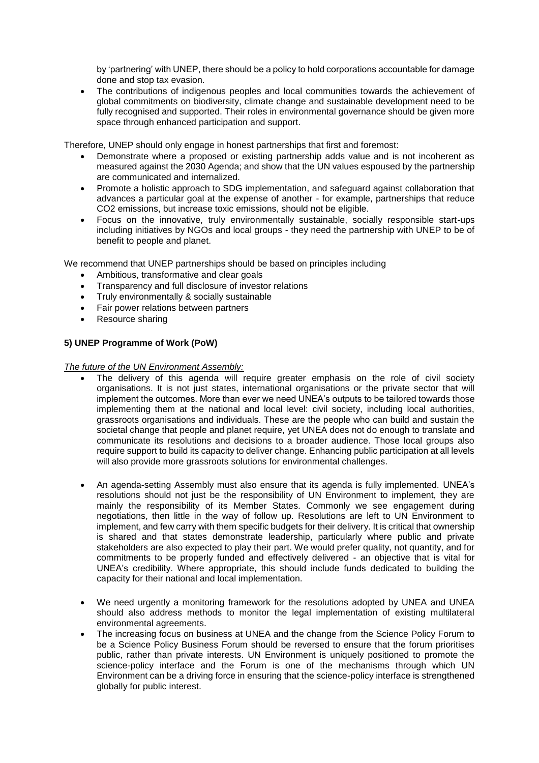by 'partnering' with UNEP, there should be a policy to hold corporations accountable for damage done and stop tax evasion.

- The contributions of indigenous peoples and local communities towards the achievement of global commitments on biodiversity, climate change and sustainable development need to be fully recognised and supported. Their roles in environmental governance should be given more space through enhanced participation and support.

Therefore, UNEP should only engage in honest partnerships that first and foremost:

- Demonstrate where a proposed or existing partnership adds value and is not incoherent as measured against the 2030 Agenda; and show that the UN values espoused by the partnership are communicated and internalized.
- Promote a holistic approach to SDG implementation, and safeguard against collaboration that advances a particular goal at the expense of another - for example, partnerships that reduce $CO_2$ emissions, but increase toxic emissions, should not be eligible.
- Focus on the innovative, truly environmentally sustainable, socially responsible start-ups including initiatives by NGOs and local groups - they need the partnership with UNEP to be of benefit to people and planet.

We recommend that UNEP partnerships should be based on principles including

- Ambitious, transformative and clear goals
- Transparency and full disclosure of investor relations
- Truly environmentally & socially sustainable
- Fair power relations between partners
- Resource sharing

**5) UNEP Programme of Work (PoW)**

*The future of the UN Environment Assembly:*

- The delivery of this agenda will require greater emphasis on the role of civil society organisations. It is not just states, international organisations or the private sector that will implement the outcomes. More than ever we need UNEA's outputs to be tailored towards those implementing them at the national and local level: civil society, including local authorities, grassroots organisations and individuals. These are the people who can build and sustain the societal change that people and planet require, yet UNEA does not do enough to translate and communicate its resolutions and decisions to a broader audience. Those local groups also require support to build its capacity to deliver change. Enhancing public participation at all levels will also provide more grassroots solutions for environmental challenges.

- An agenda-setting Assembly must also ensure that its agenda is fully implemented. UNEA's resolutions should not just be the responsibility of UN Environment to implement, they are mainly the responsibility of its Member States. Commonly we see engagement during negotiations, then little in the way of follow up. Resolutions are left to UN Environment to implement, and few carry with them specific budgets for their delivery. It is critical that ownership is shared and that states demonstrate leadership, particularly where public and private stakeholders are also expected to play their part. We would prefer quality, not quantity, and for commitments to be properly funded and effectively delivered - an objective that is vital for UNEA's credibility. Where appropriate, this should include funds dedicated to building the capacity for their national and local implementation.

- We need urgently a monitoring framework for the resolutions adopted by UNEA and UNEA should also address methods to monitor the legal implementation of existing multilateral environmental agreements.
- The increasing focus on business at UNEA and the change from the Science Policy Forum to be a Science Policy Business Forum should be reversed to ensure that the forum prioritises public, rather than private interests. UN Environment is uniquely positioned to promote the science-policy interface and the Forum is one of the mechanisms through which UN Environment can be a driving force in ensuring that the science-policy interface is strengthened globally for public interest.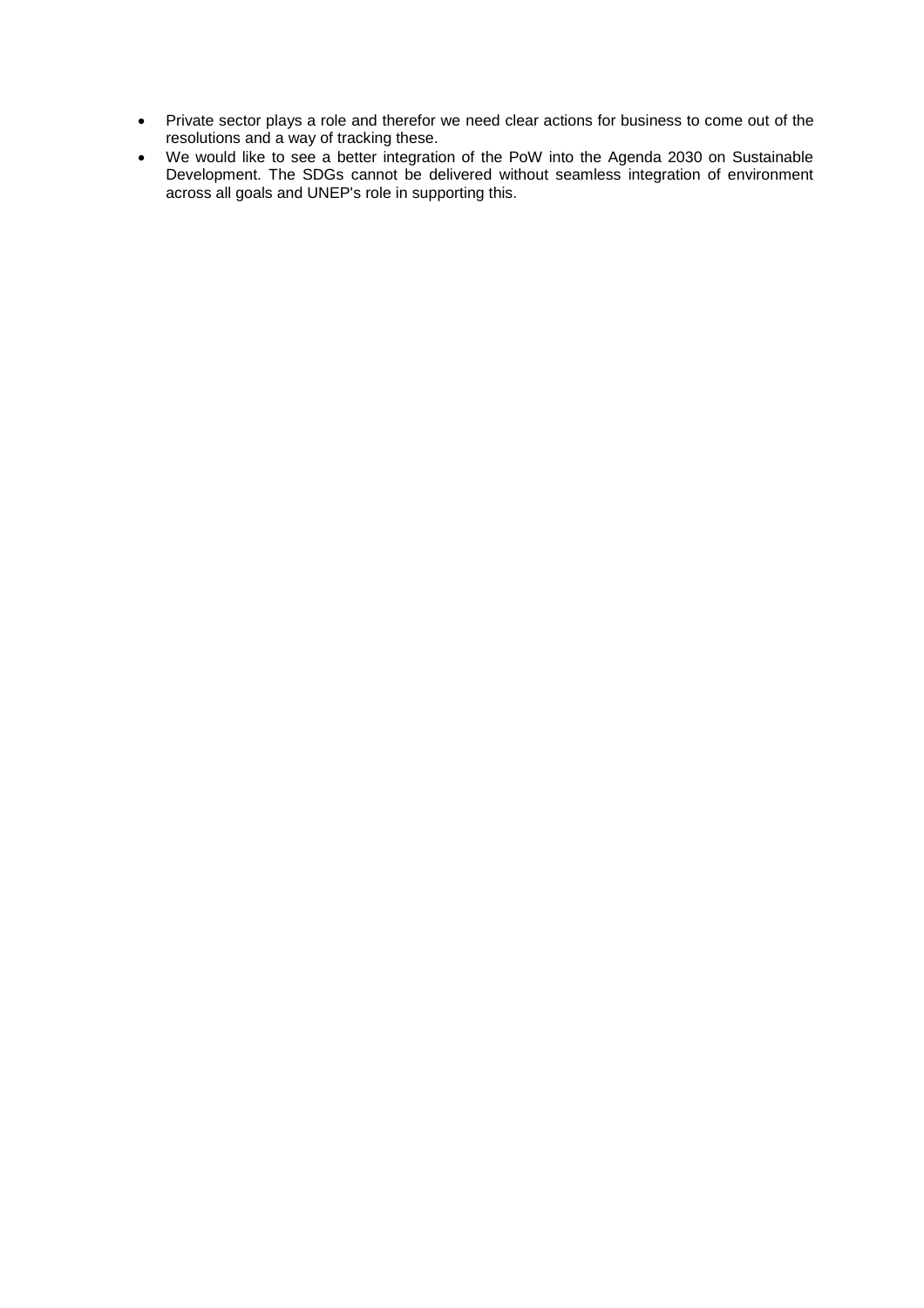- Private sector plays a role and therefor we need clear actions for business to come out of the resolutions and a way of tracking these.
- We would like to see a better integration of the PoW into the Agenda 2030 on Sustainable Development. The SDGs cannot be delivered without seamless integration of environment across all goals and UNEP's role in supporting this.